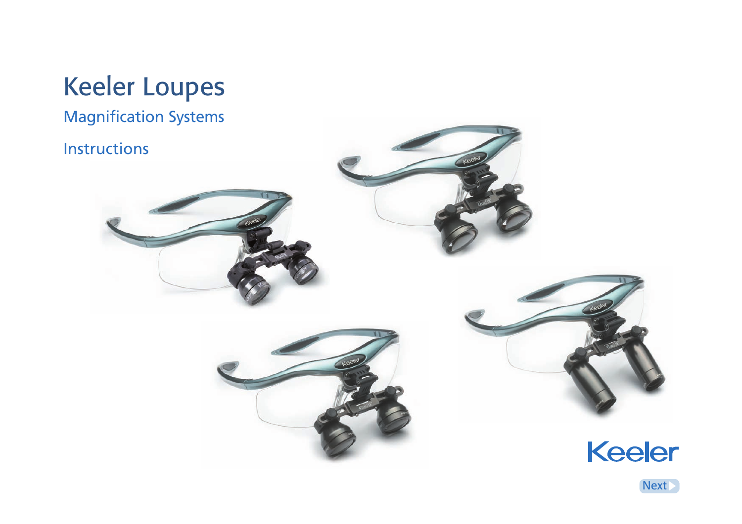# Keeler Loupes

## Magnification Systems

## Instructions

Keeler

Next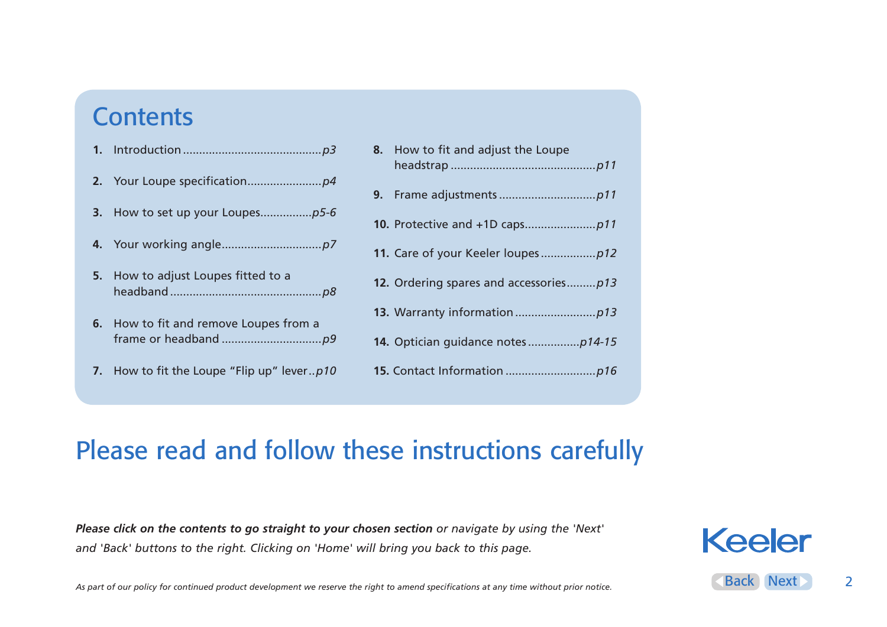## Contents

1. Introduction ............................................ *p3*
2. Your Loupe specification ...................... *p4*
3. How to set up your Loupes ................ *p5-6*
4. Your working angle .............................. *p7*
5. How to adjust Loupes fitted to a headband .............................................. *p8*
6. How to fit and remove Loupes from a frame or headband .............................. *p9*
7. How to fit the Loupe “Flip up” lever .. *p10*
8. How to fit and adjust the Loupe headstrap ............................................ *p11*
9. Frame adjustments ............................. *p11*
10. Protective and +1D caps...................... *p11*
11. Care of your Keeler loupes ................. *p12*
12. Ordering spares and accessories ......... *p13*
13. Warranty information ........................ *p13*
14. Optician guidance notes ................ *p14-15*
15. Contact Information ........................... *p16*

# Please read and follow these instructions carefully

***Please click on the contents to go straight to your chosen section*** *or navigate by using the 'Next' and 'Back' buttons to the right. Clicking on 'Home' will bring you back to this page.*

*As part of our policy for continued product development we reserve the right to amend specifications at any time without prior notice.*

Keeler

Back Next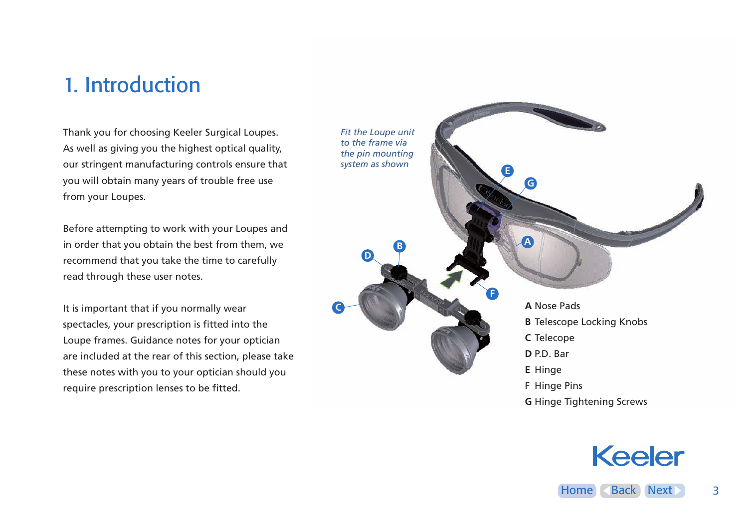# 1. Introduction

Thank you for choosing Keeler Surgical Loupes. As well as giving you the highest optical quality, our stringent manufacturing controls ensure that you will obtain many years of trouble free use from your Loupes.

Before attempting to work with your Loupes and in order that you obtain the best from them, we recommend that you take the time to carefully read through these user notes.

It is important that if you normally wear spectacles, your prescription is fitted into the Loupe frames. Guidance notes for your optician are included at the rear of this section, please take these notes with you to your optician should you require prescription lenses to be fitted.

*Fit the Loupe unit to the frame via the pin mounting system as shown*

**A** Nose Pads
**B** Telescope Locking Knobs
**C** Telecope
**D** P.D. Bar
**E** Hinge
F Hinge Pins
**G** Hinge Tightening Screws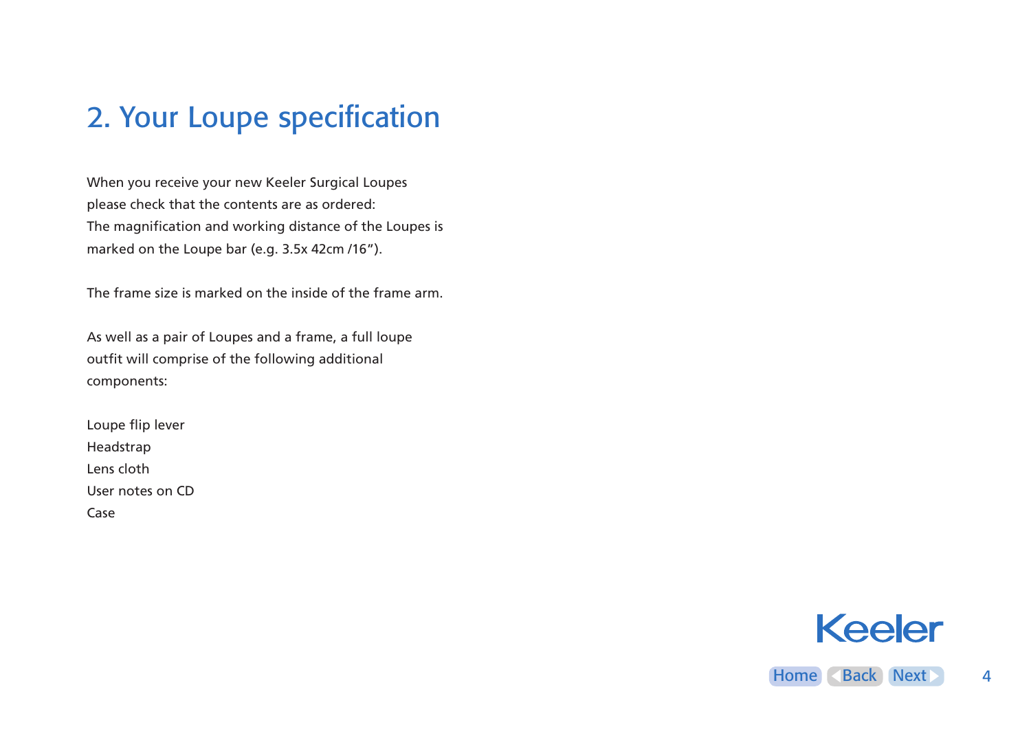# 2. Your Loupe specification

When you receive your new Keeler Surgical Loupes please check that the contents are as ordered:
The magnification and working distance of the Loupes is marked on the Loupe bar (e.g. 3.5x 42cm /16").

The frame size is marked on the inside of the frame arm.

As well as a pair of Loupes and a frame, a full loupe outfit will comprise of the following additional components:

Loupe flip lever
Headstrap
Lens cloth
User notes on CD
Case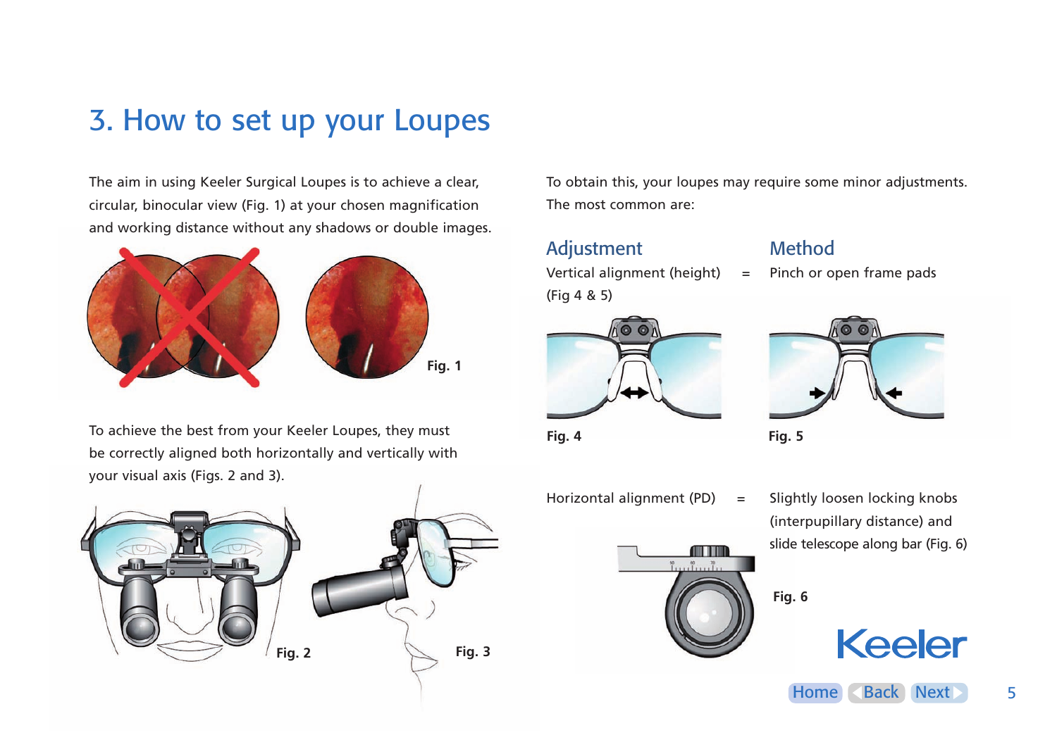# 3. How to set up your Loupes

The aim in using Keeler Surgical Loupes is to achieve a clear, circular, binocular view (Fig. 1) at your chosen magnification and working distance without any shadows or double images.

Fig. 1

To achieve the best from your Keeler Loupes, they must be correctly aligned both horizontally and vertically with your visual axis (Figs. 2 and 3).

Fig. 2

Fig. 3

To obtain this, your loupes may require some minor adjustments. The most common are:

| Adjustment | | Method |
|---|---|---|
| Vertical alignment (height) (Fig 4 & 5) | = | Pinch or open frame pads |

Fig. 4

Fig. 5

| | | |
|---|---|---|
| Horizontal alignment (PD) | = | Slightly loosen locking knobs (interpupillary distance) and slide telescope along bar (Fig. 6) |

Fig. 6

Keeler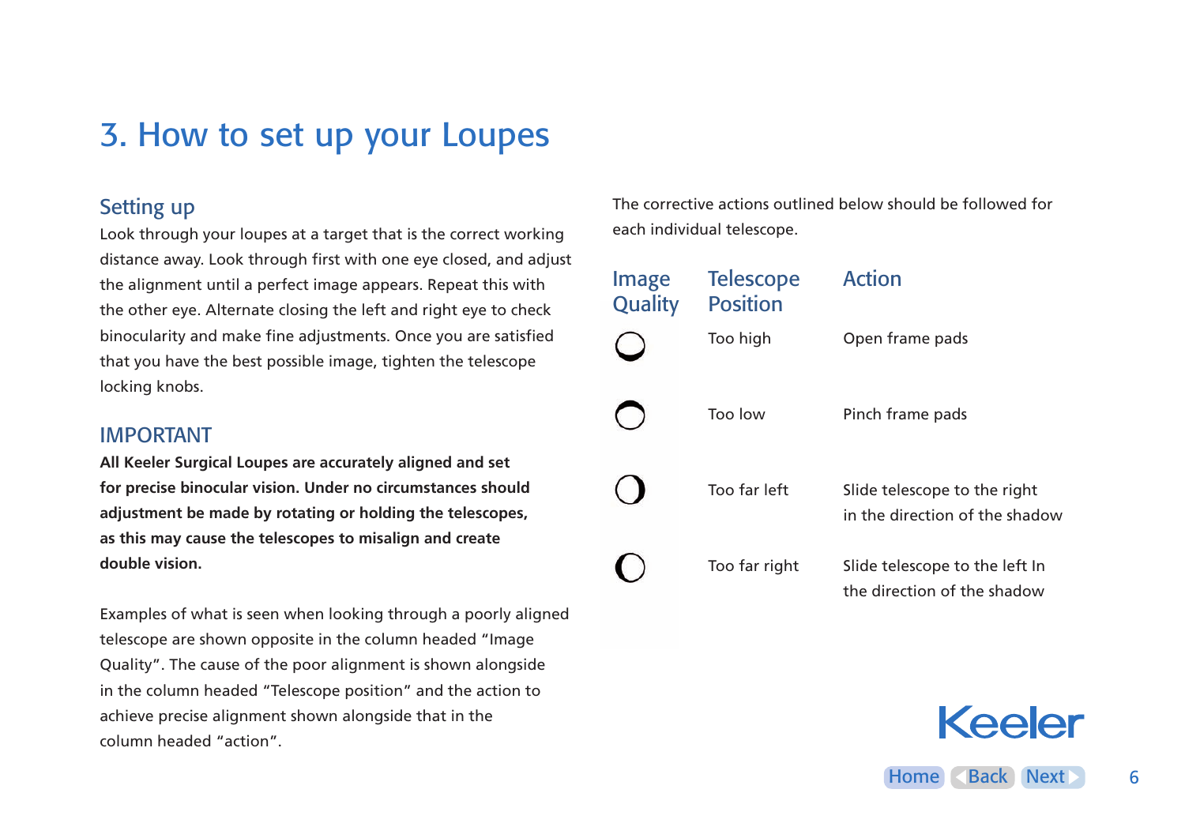# 3. How to set up your Loupes

## Setting up

Look through your loupes at a target that is the correct working distance away. Look through first with one eye closed, and adjust the alignment until a perfect image appears. Repeat this with the other eye. Alternate closing the left and right eye to check binocularity and make fine adjustments. Once you are satisfied that you have the best possible image, tighten the telescope locking knobs.

## IMPORTANT

**All Keeler Surgical Loupes are accurately aligned and set for precise binocular vision. Under no circumstances should adjustment be made by rotating or holding the telescopes, as this may cause the telescopes to misalign and create double vision.**

Examples of what is seen when looking through a poorly aligned telescope are shown opposite in the column headed "Image Quality". The cause of the poor alignment is shown alongside in the column headed "Telescope position" and the action to achieve precise alignment shown alongside that in the column headed "action".

The corrective actions outlined below should be followed for each individual telescope.

| Image Quality | Telescope Position | Action |
|---|---|---|
| | Too high | Open frame pads |
| | Too low | Pinch frame pads |
| | Too far left | Slide telescope to the right in the direction of the shadow |
| | Too far right | Slide telescope to the left In the direction of the shadow |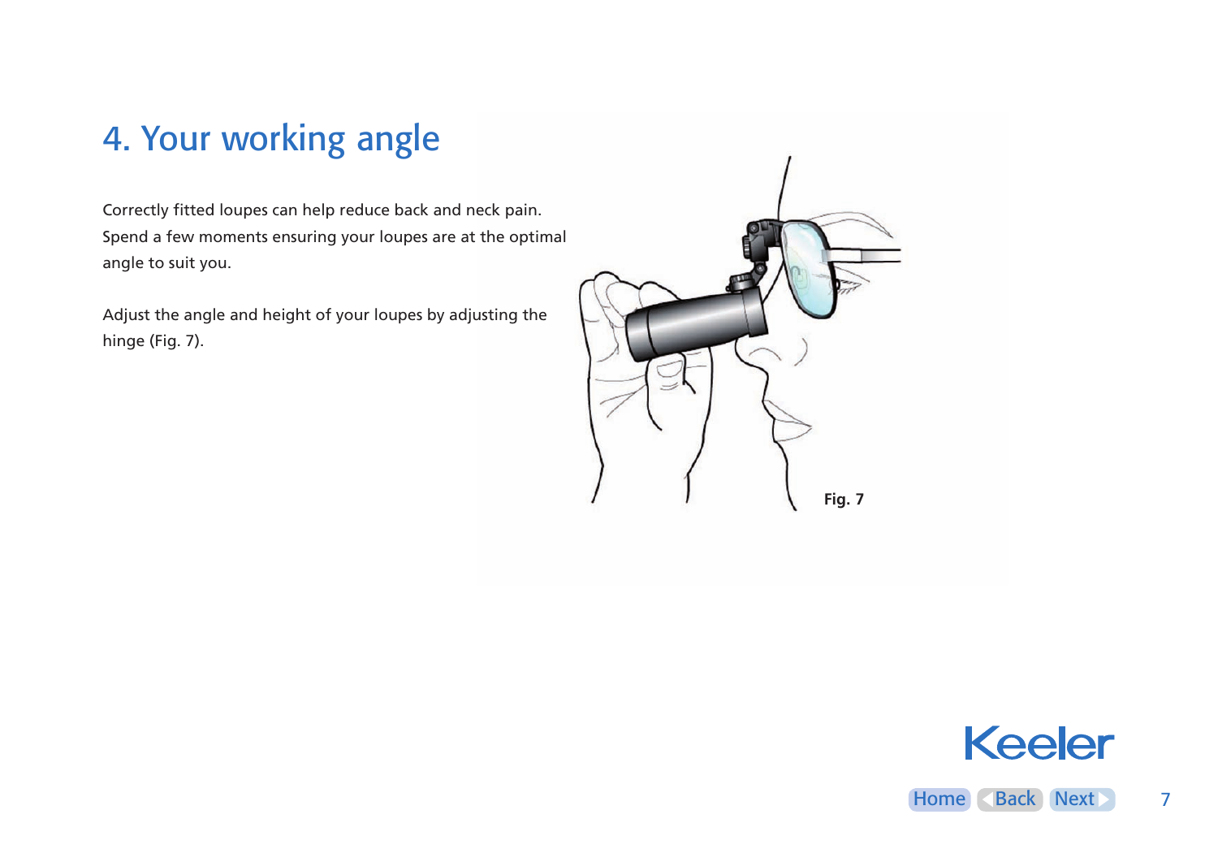# 4. Your working angle

Correctly fitted loupes can help reduce back and neck pain. Spend a few moments ensuring your loupes are at the optimal angle to suit you.

Adjust the angle and height of your loupes by adjusting the hinge (Fig. 7).

Fig. 7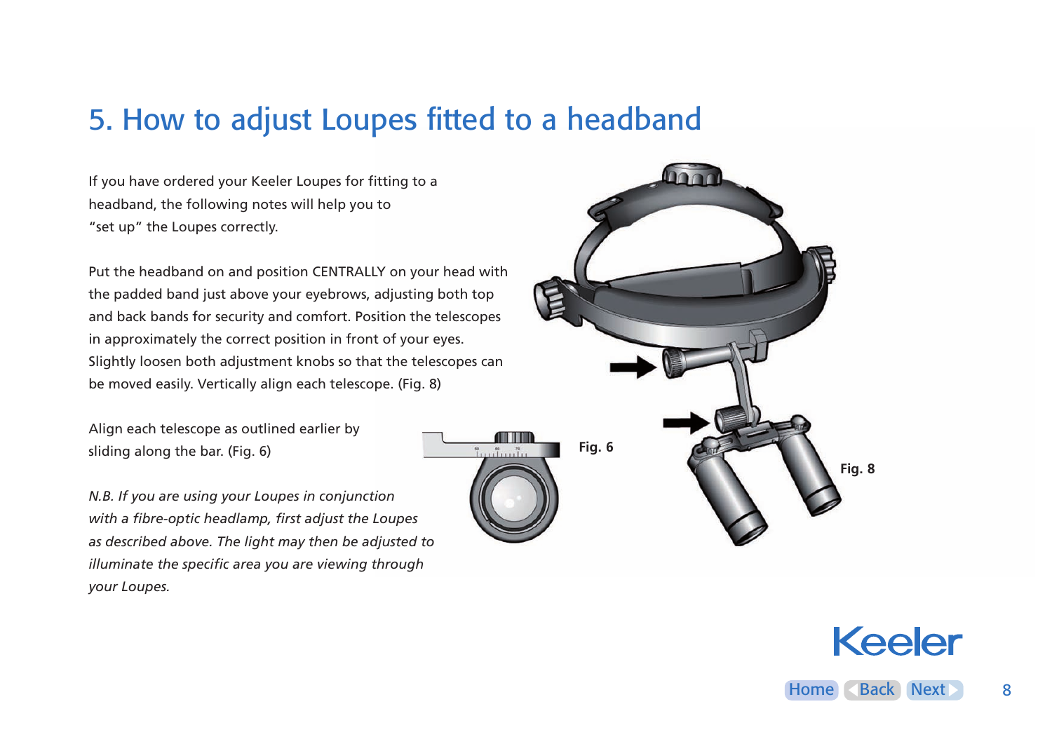# 5. How to adjust Loupes fitted to a headband

If you have ordered your Keeler Loupes for fitting to a headband, the following notes will help you to "set up" the Loupes correctly.

Put the headband on and position CENTRALLY on your head with the padded band just above your eyebrows, adjusting both top and back bands for security and comfort. Position the telescopes in approximately the correct position in front of your eyes. Slightly loosen both adjustment knobs so that the telescopes can be moved easily. Vertically align each telescope. (Fig. 8)

Align each telescope as outlined earlier by sliding along the bar. (Fig. 6)

*N.B. If you are using your Loupes in conjunction with a fibre-optic headlamp, first adjust the Loupes as described above. The light may then be adjusted to illuminate the specific area you are viewing through your Loupes.*

**Fig. 6**

**Fig. 8**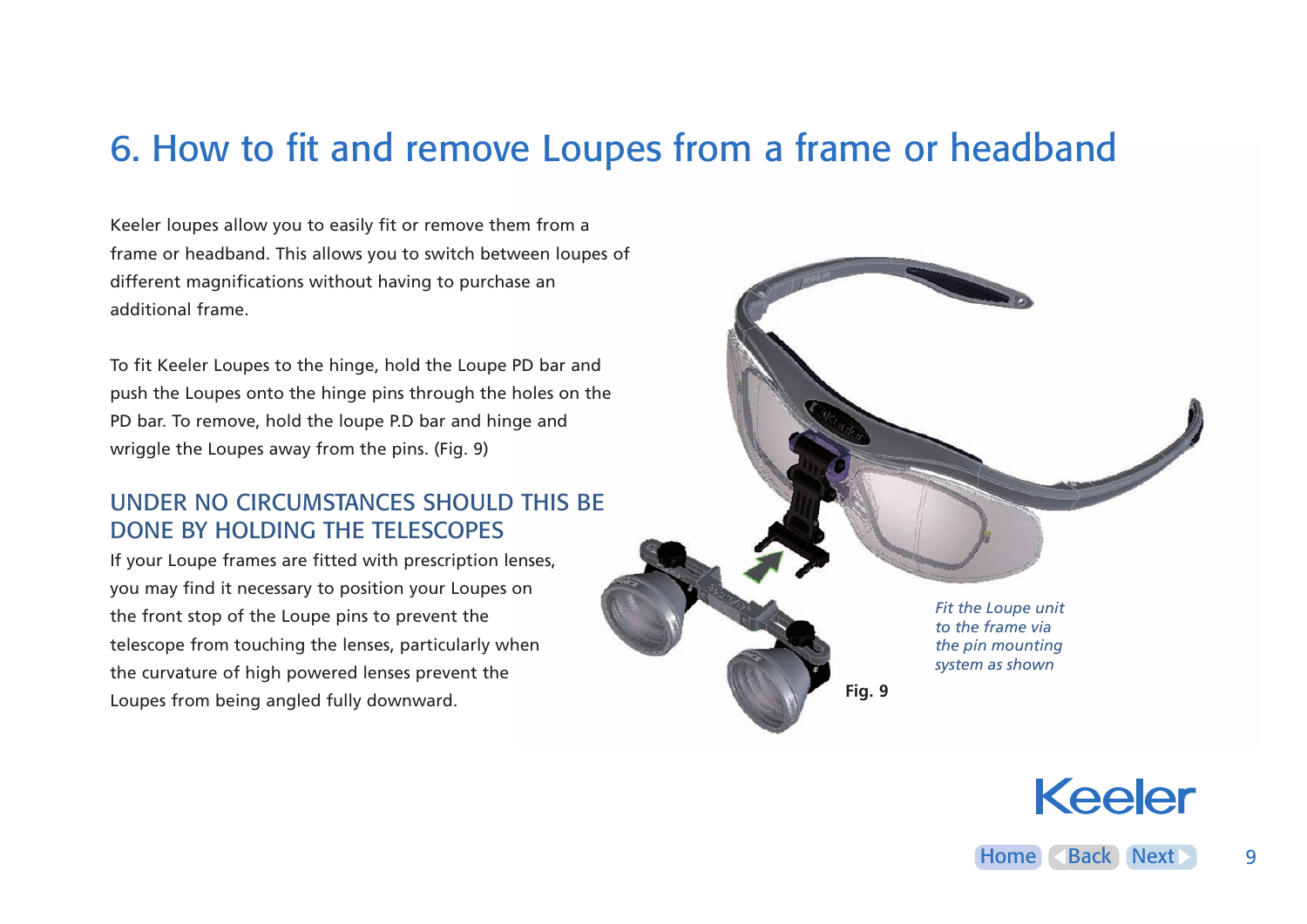# 6. How to fit and remove Loupes from a frame or headband

Keeler loupes allow you to easily fit or remove them from a frame or headband. This allows you to switch between loupes of different magnifications without having to purchase an additional frame.

To fit Keeler Loupes to the hinge, hold the Loupe PD bar and push the Loupes onto the hinge pins through the holes on the PD bar. To remove, hold the loupe P.D bar and hinge and wriggle the Loupes away from the pins. (Fig. 9)

## UNDER NO CIRCUMSTANCES SHOULD THIS BE DONE BY HOLDING THE TELESCOPES

If your Loupe frames are fitted with prescription lenses, you may find it necessary to position your Loupes on the front stop of the Loupe pins to prevent the telescope from touching the lenses, particularly when the curvature of high powered lenses prevent the Loupes from being angled fully downward.

*Fit the Loupe unit to the frame via the pin mounting system as shown*

**Fig. 9**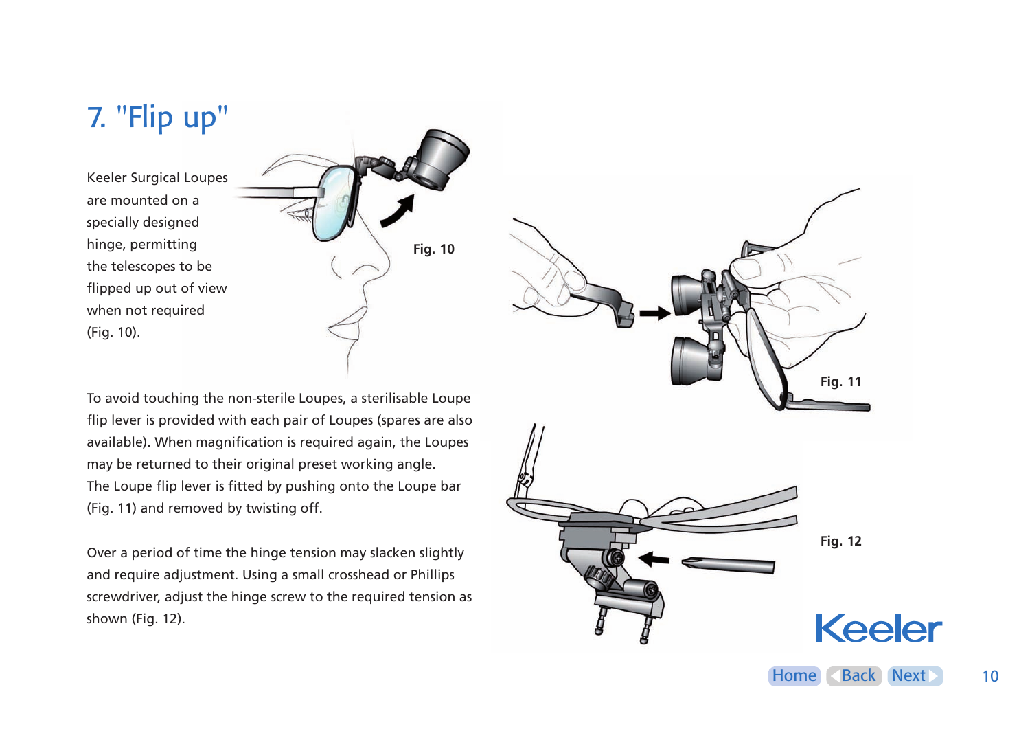# 7. "Flip up"

Keeler Surgical Loupes are mounted on a specially designed hinge, permitting the telescopes to be flipped up out of view when not required (Fig. 10).

Fig. 10

To avoid touching the non-sterile Loupes, a sterilisable Loupe flip lever is provided with each pair of Loupes (spares are also available). When magnification is required again, the Loupes may be returned to their original preset working angle. The Loupe flip lever is fitted by pushing onto the Loupe bar (Fig. 11) and removed by twisting off.

Fig. 11

Over a period of time the hinge tension may slacken slightly and require adjustment. Using a small crosshead or Phillips screwdriver, adjust the hinge screw to the required tension as shown (Fig. 12).

Fig. 12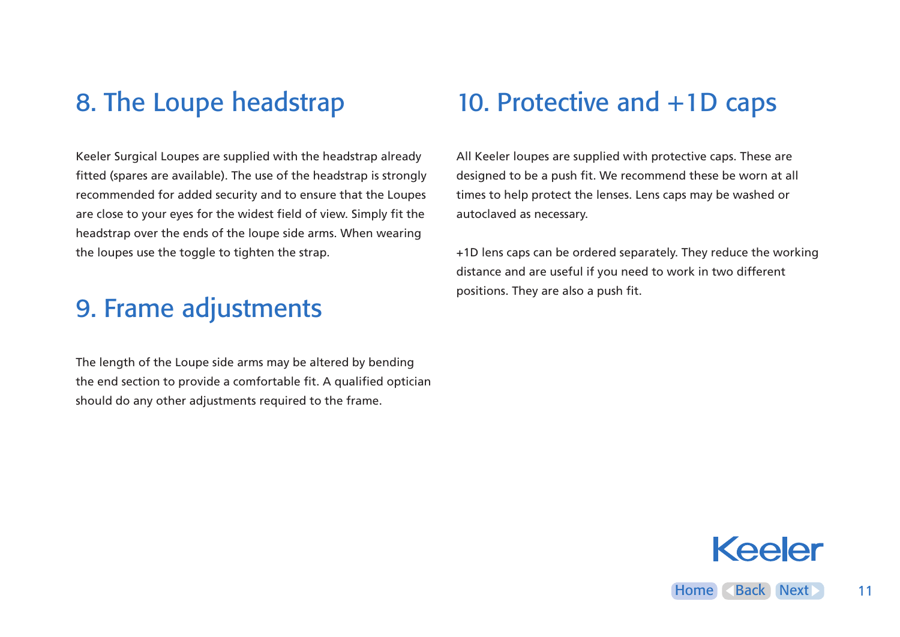## 8. The Loupe headstrap

Keeler Surgical Loupes are supplied with the headstrap already fitted (spares are available). The use of the headstrap is strongly recommended for added security and to ensure that the Loupes are close to your eyes for the widest field of view. Simply fit the headstrap over the ends of the loupe side arms. When wearing the loupes use the toggle to tighten the strap.

## 9. Frame adjustments

The length of the Loupe side arms may be altered by bending the end section to provide a comfortable fit. A qualified optician should do any other adjustments required to the frame.

## 10. Protective and +1D caps

All Keeler loupes are supplied with protective caps. These are designed to be a push fit. We recommend these be worn at all times to help protect the lenses. Lens caps may be washed or autoclaved as necessary.

+1D lens caps can be ordered separately. They reduce the working distance and are useful if you need to work in two different positions. They are also a push fit.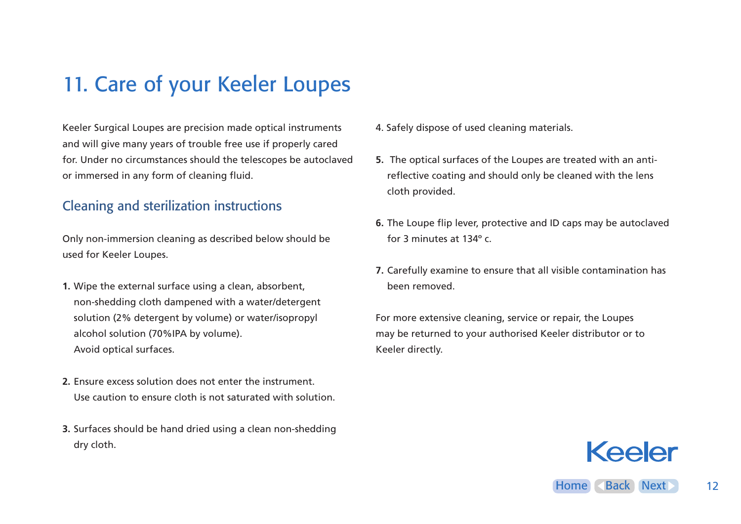# 11. Care of your Keeler Loupes

Keeler Surgical Loupes are precision made optical instruments and will give many years of trouble free use if properly cared for. Under no circumstances should the telescopes be autoclaved or immersed in any form of cleaning fluid.

## Cleaning and sterilization instructions

Only non-immersion cleaning as described below should be used for Keeler Loupes.

**1.** Wipe the external surface using a clean, absorbent, non-shedding cloth dampened with a water/detergent solution (2% detergent by volume) or water/isopropyl alcohol solution (70%IPA by volume).
Avoid optical surfaces.

**2.** Ensure excess solution does not enter the instrument.
Use caution to ensure cloth is not saturated with solution.

**3.** Surfaces should be hand dried using a clean non-shedding dry cloth.

4. Safely dispose of used cleaning materials.

**5.** The optical surfaces of the Loupes are treated with an anti-reflective coating and should only be cleaned with the lens cloth provided.

**6.** The Loupe flip lever, protective and ID caps may be autoclaved for 3 minutes at 134º c.

**7.** Carefully examine to ensure that all visible contamination has been removed.

For more extensive cleaning, service or repair, the Loupes may be returned to your authorised Keeler distributor or to Keeler directly.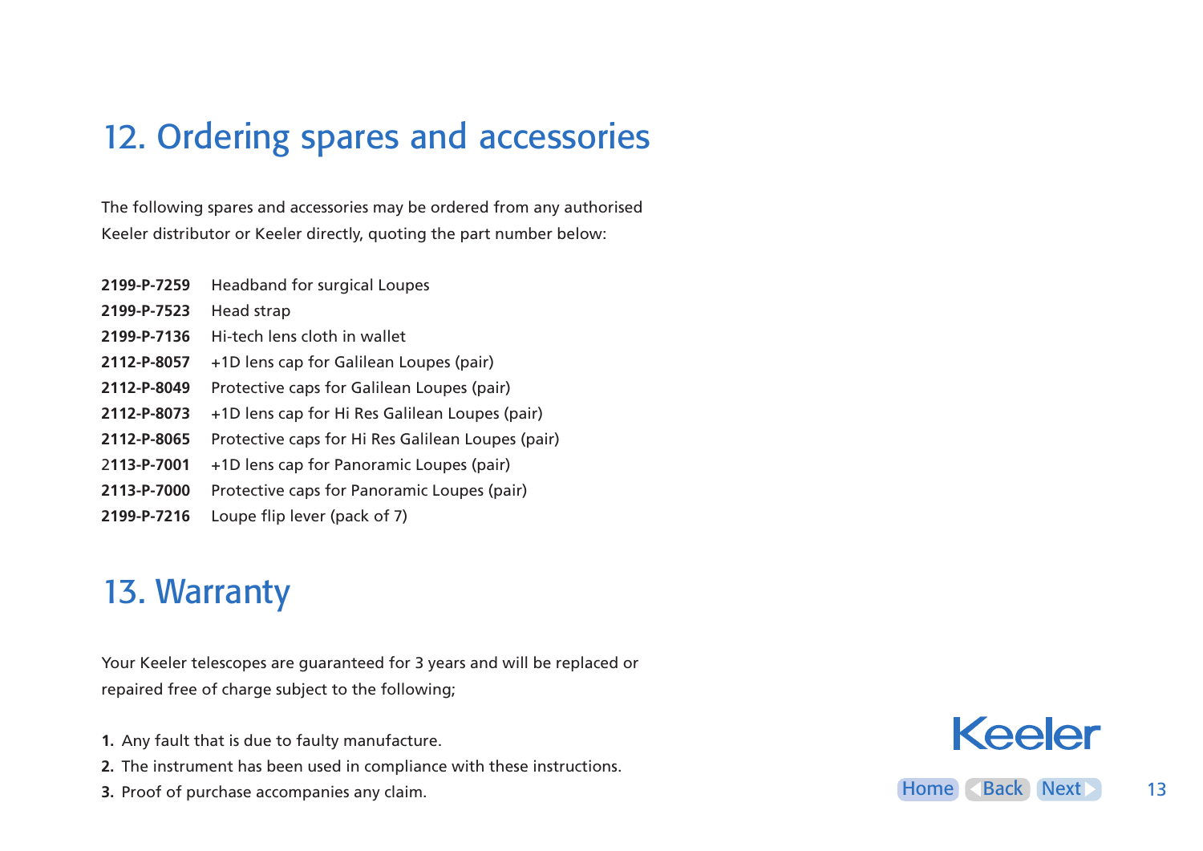## 12. Ordering spares and accessories

The following spares and accessories may be ordered from any authorised Keeler distributor or Keeler directly, quoting the part number below:

**2199-P-7259** Headband for surgical Loupes
**2199-P-7523** Head strap
**2199-P-7136** Hi-tech lens cloth in wallet
**2112-P-8057** +1D lens cap for Galilean Loupes (pair)
**2112-P-8049** Protective caps for Galilean Loupes (pair)
**2112-P-8073** +1D lens cap for Hi Res Galilean Loupes (pair)
**2112-P-8065** Protective caps for Hi Res Galilean Loupes (pair)
**2113-P-7001** +1D lens cap for Panoramic Loupes (pair)
**2113-P-7000** Protective caps for Panoramic Loupes (pair)
**2199-P-7216** Loupe flip lever (pack of 7)

## 13. Warranty

Your Keeler telescopes are guaranteed for 3 years and will be replaced or repaired free of charge subject to the following;

1. Any fault that is due to faulty manufacture.
2. The instrument has been used in compliance with these instructions.
3. Proof of purchase accompanies any claim.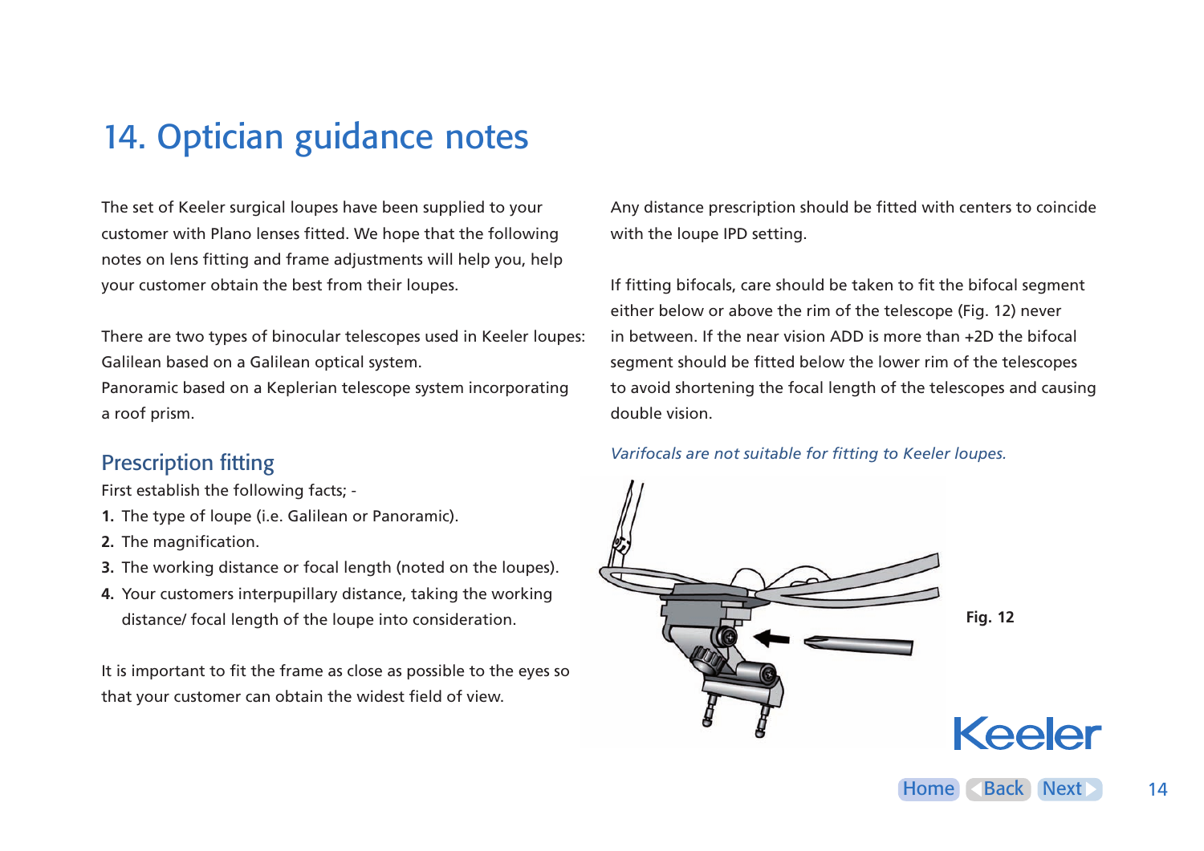# 14. Optician guidance notes

The set of Keeler surgical loupes have been supplied to your customer with Plano lenses fitted. We hope that the following notes on lens fitting and frame adjustments will help you, help your customer obtain the best from their loupes.

There are two types of binocular telescopes used in Keeler loupes:
Galilean based on a Galilean optical system.
Panoramic based on a Keplerian telescope system incorporating a roof prism.

## Prescription fitting

First establish the following facts; -

1. The type of loupe (i.e. Galilean or Panoramic).
2. The magnification.
3. The working distance or focal length (noted on the loupes).
4. Your customers interpupillary distance, taking the working distance/ focal length of the loupe into consideration.

It is important to fit the frame as close as possible to the eyes so that your customer can obtain the widest field of view.

Any distance prescription should be fitted with centers to coincide with the loupe IPD setting.

If fitting bifocals, care should be taken to fit the bifocal segment either below or above the rim of the telescope (Fig. 12) never in between. If the near vision ADD is more than +2D the bifocal segment should be fitted below the lower rim of the telescopes to avoid shortening the focal length of the telescopes and causing double vision.

*Varifocals are not suitable for fitting to Keeler loupes.*

**Fig. 12**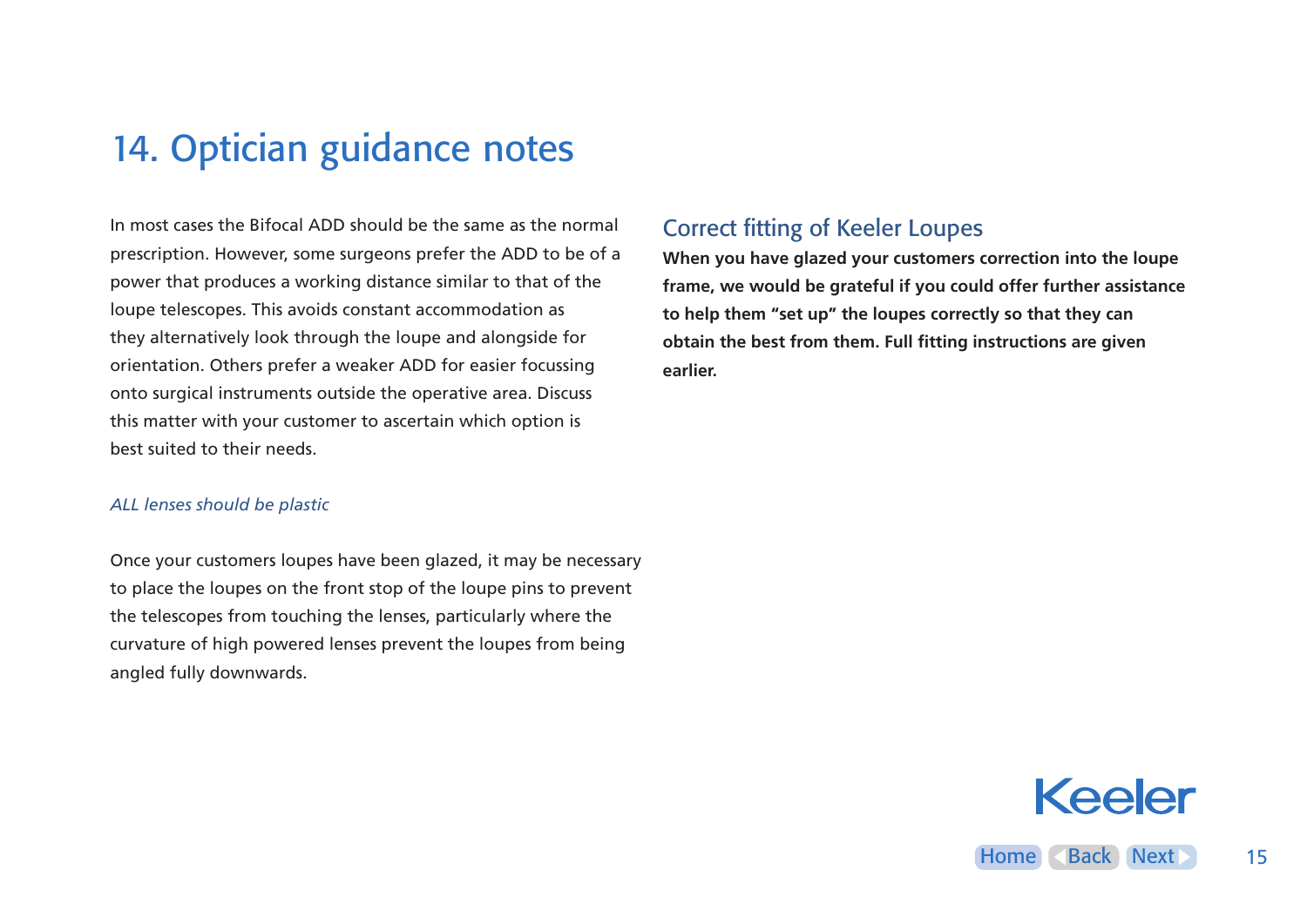# 14. Optician guidance notes

In most cases the Bifocal ADD should be the same as the normal prescription. However, some surgeons prefer the ADD to be of a power that produces a working distance similar to that of the loupe telescopes. This avoids constant accommodation as they alternatively look through the loupe and alongside for orientation. Others prefer a weaker ADD for easier focussing onto surgical instruments outside the operative area. Discuss this matter with your customer to ascertain which option is best suited to their needs.

*ALL lenses should be plastic*

Once your customers loupes have been glazed, it may be necessary to place the loupes on the front stop of the loupe pins to prevent the telescopes from touching the lenses, particularly where the curvature of high powered lenses prevent the loupes from being angled fully downwards.

## Correct fitting of Keeler Loupes

**When you have glazed your customers correction into the loupe frame, we would be grateful if you could offer further assistance to help them "set up" the loupes correctly so that they can obtain the best from them. Full fitting instructions are given earlier.**

Keeler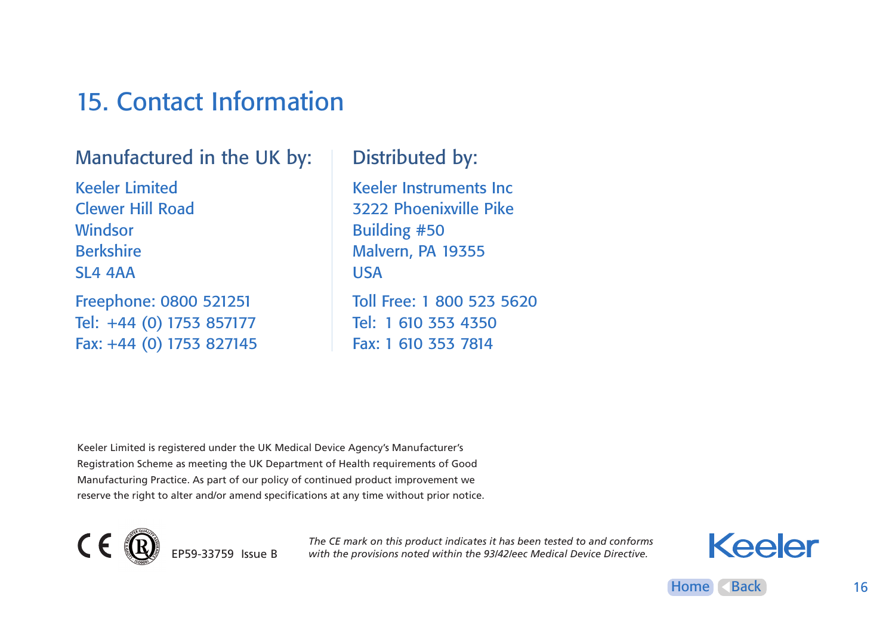# 15. Contact Information

## Manufactured in the UK by:

Keeler Limited
Clewer Hill Road
Windsor
Berkshire
SL4 4AA

Freephone: 0800 521251
Tel: +44 (0) 1753 857177
Fax: +44 (0) 1753 827145

## Distributed by:

Keeler Instruments Inc
3222 Phoenixville Pike
Building #50
Malvern, PA 19355
USA

Toll Free: 1 800 523 5620
Tel: 1 610 353 4350
Fax: 1 610 353 7814

Keeler Limited is registered under the UK Medical Device Agency's Manufacturer's Registration Scheme as meeting the UK Department of Health requirements of Good Manufacturing Practice. As part of our policy of continued product improvement we reserve the right to alter and/or amend specifications at any time without prior notice.

EP59-33759 Issue B

*The CE mark on this product indicates it has been tested to and conforms with the provisions noted within the 93/42/eec Medical Device Directive.*

Keeler

Home Back